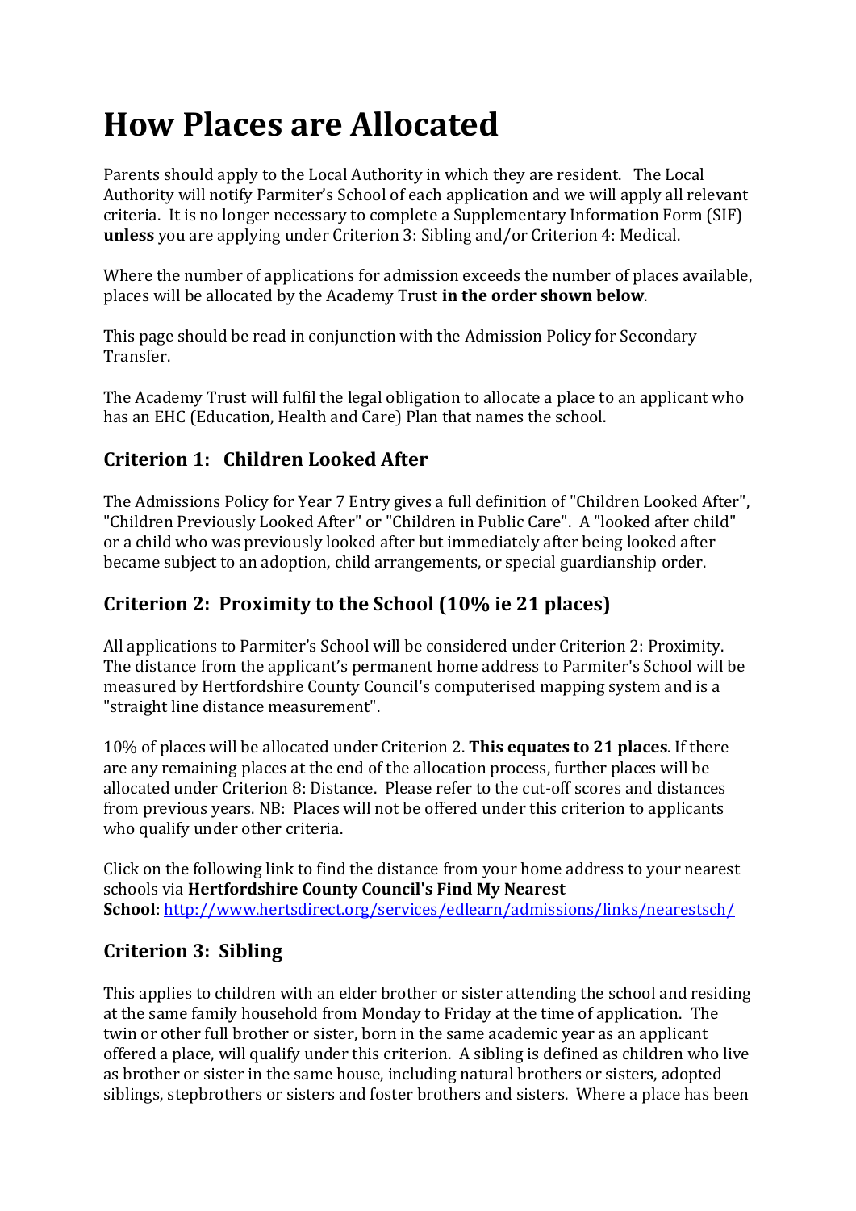# How Places are Allocated

Parents should apply to the Local Authority in which they are resident. The Local Authority will notify Parmiter's School of each application and we will apply all relevant criteria. It is no longer necessary to complete a Supplementary Information Form (SIF) **unless** you are applying under Criterion 3: Sibling and/or Criterion 4: Medical.

Where the number of applications for admission exceeds the number of places available, places will be allocated by the Academy Trust **in the order shown below**.

This page should be read in conjunction with the Admission Policy for Secondary Transfer.

The Academy Trust will fulfil the legal obligation to allocate a place to an applicant who has an EHC (Education, Health and Care) Plan that names the school.

## Criterion 1: Children Looked After

The Admissions Policy for Year 7 Entry gives a full definition of "Children Looked After", "Children Previously Looked After" or "Children in Public Care". A "looked after child" or a child who was previously looked after but immediately after being looked after became subject to an adoption, child arrangements, or special guardianship order.

## Criterion 2: Proximity to the School (10% ie 21 places)

All applications to Parmiter's School will be considered under Criterion 2: Proximity. The distance from the applicant's permanent home address to Parmiter's School will be measured by Hertfordshire County Council's computerised mapping system and is a "straight line distance measurement".

10% of places will be allocated under Criterion 2. **This equates to 21 places**. If there are any remaining places at the end of the allocation process, further places will be allocated under Criterion 8: Distance. Please refer to the cut-off scores and distances from previous years. NB: Places will not be offered under this criterion to applicants who qualify under other criteria.

Click on the following link to find the distance from your home address to your nearest schools via **Hertfordshire County Council's Find My Nearest School**: [http://www.hertsdirect.org/services/edlearn/admissions/links/nearestsch/](http://www.hertsdirect.org/services/edlearn/admissions/links/nearestsch/)

## Criterion 3: Sibling

This applies to children with an elder brother or sister attending the school and residing at the same family household from Monday to Friday at the time of application. The twin or other full brother or sister, born in the same academic year as an applicant offered a place, will qualify under this criterion. A sibling is defined as children who live as brother or sister in the same house, including natural brothers or sisters, adopted siblings, stepbrothers or sisters and foster brothers and sisters. Where a place has been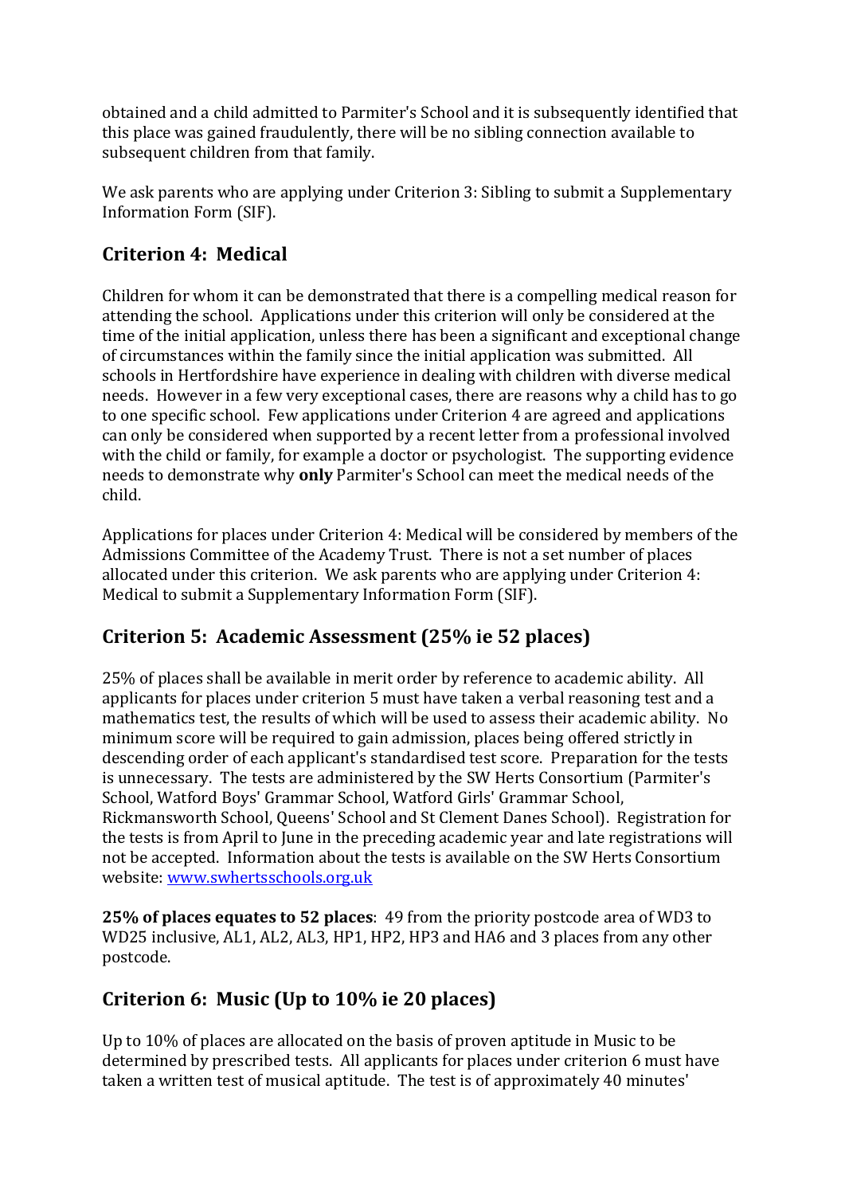obtained and a child admitted to Parmiter's School and it is subsequently identified that this place was gained fraudulently, there will be no sibling connection available to subsequent children from that family.

We ask parents who are applying under Criterion 3: Sibling to submit a Supplementary Information Form (SIF).

## Criterion 4: Medical

Children for whom it can be demonstrated that there is a compelling medical reason for attending the school. Applications under this criterion will only be considered at the time of the initial application, unless there has been a significant and exceptional change of circumstances within the family since the initial application was submitted. All schools in Hertfordshire have experience in dealing with children with diverse medical needs. However in a few very exceptional cases, there are reasons why a child has to go to one specific school. Few applications under Criterion 4 are agreed and applications can only be considered when supported by a recent letter from a professional involved with the child or family, for example a doctor or psychologist. The supporting evidence needs to demonstrate why **only** Parmiter's School can meet the medical needs of the child.

Applications for places under Criterion 4: Medical will be considered by members of the Admissions Committee of the Academy Trust. There is not a set number of places allocated under this criterion. We ask parents who are applying under Criterion 4: Medical to submit a Supplementary Information Form (SIF).

## Criterion 5: Academic Assessment (25% ie 52 places)

25% of places shall be available in merit order by reference to academic ability. All applicants for places under criterion 5 must have taken a verbal reasoning test and a mathematics test, the results of which will be used to assess their academic ability. No minimum score will be required to gain admission, places being offered strictly in descending order of each applicant's standardised test score. Preparation for the tests is unnecessary. The tests are administered by the SW Herts Consortium (Parmiter's School, Watford Boys' Grammar School, Watford Girls' Grammar School, Rickmansworth School, Queens' School and St Clement Danes School). Registration for the tests is from April to June in the preceding academic year and late registrations will not be accepted. Information about the tests is available on the SW Herts Consortium website: [www.swhertsschools.org.uk](www.swhertsschools.org.uk)

**25% of places equates to 52 places**: 49 from the priority postcode area of WD3 to WD25 inclusive, AL1, AL2, AL3, HP1, HP2, HP3 and HA6 and 3 places from any other postcode.

## Criterion 6: Music (Up to 10% ie 20 places)

Up to 10% of places are allocated on the basis of proven aptitude in Music to be determined by prescribed tests. All applicants for places under criterion 6 must have taken a written test of musical aptitude. The test is of approximately 40 minutes'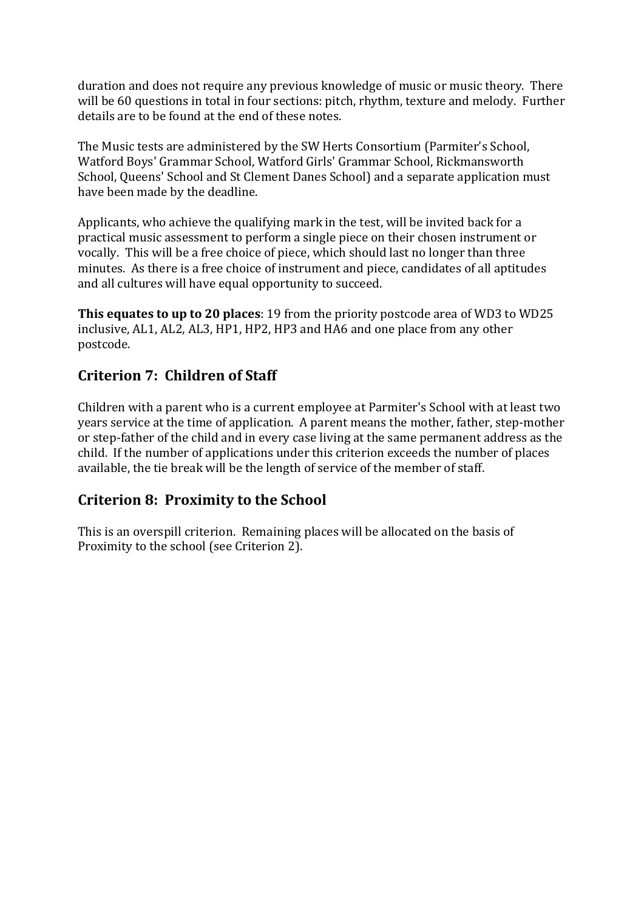duration and does not require any previous knowledge of music or music theory. There will be 60 questions in total in four sections: pitch, rhythm, texture and melody. Further details are to be found at the end of these notes.

The Music tests are administered by the SW Herts Consortium (Parmiter's School, Watford Boys' Grammar School, Watford Girls' Grammar School, Rickmansworth School, Queens' School and St Clement Danes School) and a separate application must have been made by the deadline.

Applicants, who achieve the qualifying mark in the test, will be invited back for a practical music assessment to perform a single piece on their chosen instrument or vocally. This will be a free choice of piece, which should last no longer than three minutes. As there is a free choice of instrument and piece, candidates of all aptitudes and all cultures will have equal opportunity to succeed.

**This equates to up to 20 places**: 19 from the priority postcode area of WD3 to WD25 inclusive, AL1, AL2, AL3, HP1, HP2, HP3 and HA6 and one place from any other postcode.

## Criterion 7: Children of Staff

Children with a parent who is a current employee at Parmiter's School with at least two years service at the time of application. A parent means the mother, father, step-mother or step-father of the child and in every case living at the same permanent address as the child. If the number of applications under this criterion exceeds the number of places available, the tie break will be the length of service of the member of staff.

## Criterion 8: Proximity to the School

This is an overspill criterion. Remaining places will be allocated on the basis of Proximity to the school (see Criterion 2).